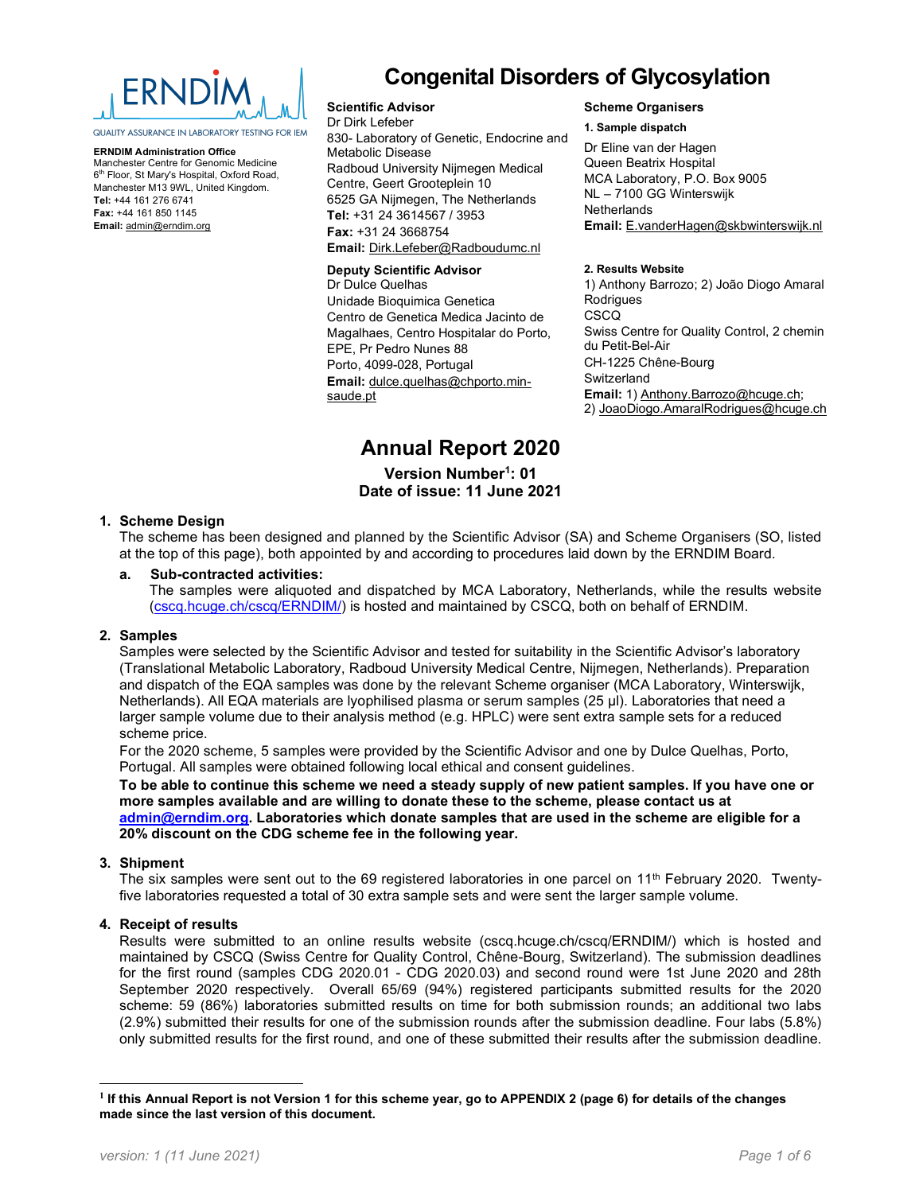ERNDIM

QUALITY ASSURANCE IN LABORATORY TESTING FOR IEM

**ERNDIM Administration Office**
Manchester Centre for Genomic Medicine
6th Floor, St Mary's Hospital, Oxford Road,
Manchester M13 9WL, United Kingdom.
**Tel:** +44 161 276 6741
**Fax:** +44 161 850 1145
**Email:** admin@erndim.org

# Congenital Disorders of Glycosylation

**Scientific Advisor**
Dr Dirk Lefeber
830- Laboratory of Genetic, Endocrine and Metabolic Disease
Radboud University Nijmegen Medical Centre, Geert Grooteplein 10
6525 GA Nijmegen, The Netherlands
**Tel:** +31 24 3614567 / 3953
**Fax:** +31 24 3668754
**Email:** Dirk.Lefeber@Radboudumc.nl

**Deputy Scientific Advisor**
Dr Dulce Quelhas
Unidade Bioquimica Genetica
Centro de Genetica Medica Jacinto de Magalhaes, Centro Hospitalar do Porto, EPE, Pr Pedro Nunes 88
Porto, 4099-028, Portugal
**Email:** dulce.quelhas@chporto.min-saude.pt

**Scheme Organisers**

**1. Sample dispatch**
Dr Eline van der Hagen
Queen Beatrix Hospital
MCA Laboratory, P.O. Box 9005
NL – 7100 GG Winterswijk
Netherlands
**Email:** E.vanderHagen@skbwinterswijk.nl

**2. Results Website**
1) Anthony Barrozo; 2) João Diogo Amaral Rodrigues
CSCQ
Swiss Centre for Quality Control, 2 chemin du Petit-Bel-Air
CH-1225 Chêne-Bourg
Switzerland
**Email:** 1) Anthony.Barrozo@hcuge.ch; 2) JoaoDiogo.AmaralRodrigues@hcuge.ch

## Annual Report 2020

**Version Number[1]: 01**
**Date of issue: 11 June 2021**

### 1. Scheme Design

The scheme has been designed and planned by the Scientific Advisor (SA) and Scheme Organisers (SO, listed at the top of this page), both appointed by and according to procedures laid down by the ERNDIM Board.

**a. Sub-contracted activities:**
The samples were aliquoted and dispatched by MCA Laboratory, Netherlands, while the results website (cscq.hcuge.ch/cscq/ERNDIM/) is hosted and maintained by CSCQ, both on behalf of ERNDIM.

### 2. Samples

Samples were selected by the Scientific Advisor and tested for suitability in the Scientific Advisor's laboratory (Translational Metabolic Laboratory, Radboud University Medical Centre, Nijmegen, Netherlands). Preparation and dispatch of the EQA samples was done by the relevant Scheme organiser (MCA Laboratory, Winterswijk, Netherlands). All EQA materials are lyophilised plasma or serum samples (25 µl). Laboratories that need a larger sample volume due to their analysis method (e.g. HPLC) were sent extra sample sets for a reduced scheme price.

For the 2020 scheme, 5 samples were provided by the Scientific Advisor and one by Dulce Quelhas, Porto, Portugal. All samples were obtained following local ethical and consent guidelines.

**To be able to continue this scheme we need a steady supply of new patient samples. If you have one or more samples available and are willing to donate these to the scheme, please contact us at admin@erndim.org. Laboratories which donate samples that are used in the scheme are eligible for a 20% discount on the CDG scheme fee in the following year.**

### 3. Shipment

The six samples were sent out to the 69 registered laboratories in one parcel on 11th February 2020. Twenty-five laboratories requested a total of 30 extra sample sets and were sent the larger sample volume.

### 4. Receipt of results

Results were submitted to an online results website (cscq.hcuge.ch/cscq/ERNDIM/) which is hosted and maintained by CSCQ (Swiss Centre for Quality Control, Chêne-Bourg, Switzerland). The submission deadlines for the first round (samples CDG 2020.01 - CDG 2020.03) and second round were 1st June 2020 and 28th September 2020 respectively. Overall 65/69 (94%) registered participants submitted results for the 2020 scheme: 59 (86%) laboratories submitted results on time for both submission rounds; an additional two labs (2.9%) submitted their results for one of the submission rounds after the submission deadline. Four labs (5.8%) only submitted results for the first round, and one of these submitted their results after the submission deadline.

---

[1] **If this Annual Report is not Version 1 for this scheme year, go to APPENDIX 2 (page 6) for details of the changes made since the last version of this document.**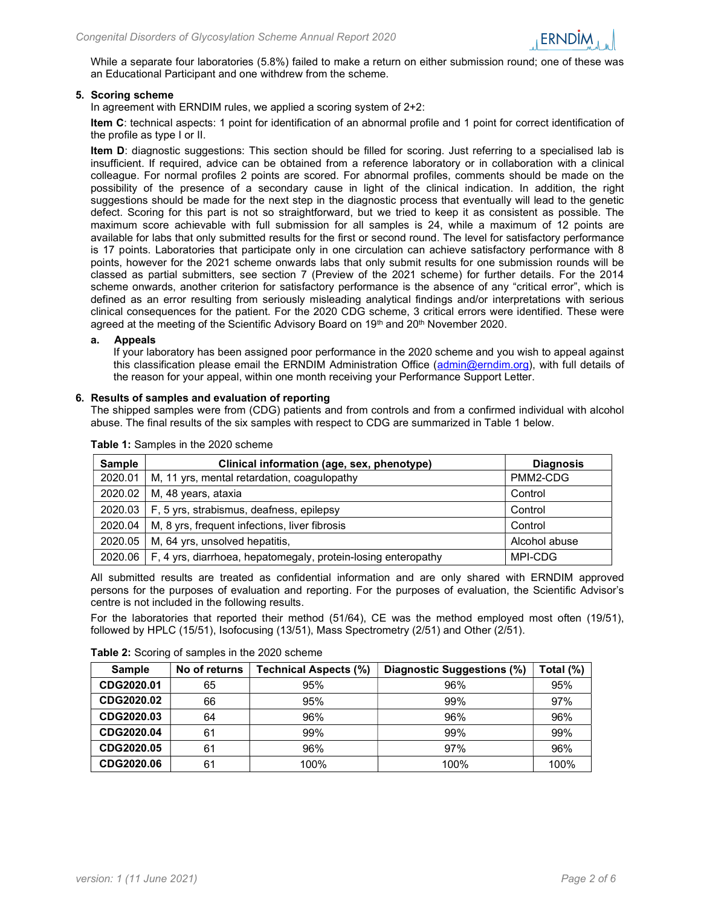While a separate four laboratories (5.8%) failed to make a return on either submission round; one of these was an Educational Participant and one withdrew from the scheme.

## 5. Scoring scheme

In agreement with ERNDIM rules, we applied a scoring system of 2+2:

**Item C**: technical aspects: 1 point for identification of an abnormal profile and 1 point for correct identification of the profile as type I or II.

**Item D**: diagnostic suggestions: This section should be filled for scoring. Just referring to a specialised lab is insufficient. If required, advice can be obtained from a reference laboratory or in collaboration with a clinical colleague. For normal profiles 2 points are scored. For abnormal profiles, comments should be made on the possibility of the presence of a secondary cause in light of the clinical indication. In addition, the right suggestions should be made for the next step in the diagnostic process that eventually will lead to the genetic defect. Scoring for this part is not so straightforward, but we tried to keep it as consistent as possible. The maximum score achievable with full submission for all samples is 24, while a maximum of 12 points are available for labs that only submitted results for the first or second round. The level for satisfactory performance is 17 points. Laboratories that participate only in one circulation can achieve satisfactory performance with 8 points, however for the 2021 scheme onwards labs that only submit results for one submission rounds will be classed as partial submitters, see section 7 (Preview of the 2021 scheme) for further details. For the 2014 scheme onwards, another criterion for satisfactory performance is the absence of any “critical error”, which is defined as an error resulting from seriously misleading analytical findings and/or interpretations with serious clinical consequences for the patient. For the 2020 CDG scheme, 3 critical errors were identified. These were agreed at the meeting of the Scientific Advisory Board on 19th and 20th November 2020.

### a. Appeals

If your laboratory has been assigned poor performance in the 2020 scheme and you wish to appeal against this classification please email the ERNDIM Administration Office (admin@erndim.org), with full details of the reason for your appeal, within one month receiving your Performance Support Letter.

## 6. Results of samples and evaluation of reporting

The shipped samples were from (CDG) patients and from controls and from a confirmed individual with alcohol abuse. The final results of the six samples with respect to CDG are summarized in Table 1 below.

**Table 1:** Samples in the 2020 scheme

| Sample | Clinical information (age, sex, phenotype) | Diagnosis |
|---|---|---|
| 2020.01 | M, 11 yrs, mental retardation, coagulopathy | PMM2-CDG |
| 2020.02 | M, 48 years, ataxia | Control |
| 2020.03 | F, 5 yrs, strabismus, deafness, epilepsy | Control |
| 2020.04 | M, 8 yrs, frequent infections, liver fibrosis | Control |
| 2020.05 | M, 64 yrs, unsolved hepatitis, | Alcohol abuse |
| 2020.06 | F, 4 yrs, diarrhoea, hepatomegaly, protein-losing enteropathy | MPI-CDG |

All submitted results are treated as confidential information and are only shared with ERNDIM approved persons for the purposes of evaluation and reporting. For the purposes of evaluation, the Scientific Advisor’s centre is not included in the following results.

For the laboratories that reported their method (51/64), CE was the method employed most often (19/51), followed by HPLC (15/51), Isofocusing (13/51), Mass Spectrometry (2/51) and Other (2/51).

**Table 2:** Scoring of samples in the 2020 scheme

| Sample | No of returns | Technical Aspects (%) | Diagnostic Suggestions (%) | Total (%) |
|---|---|---|---|---|
| **CDG2020.01** | 65 | 95% | 96% | 95% |
| **CDG2020.02** | 66 | 95% | 99% | 97% |
| **CDG2020.03** | 64 | 96% | 96% | 96% |
| **CDG2020.04** | 61 | 99% | 99% | 99% |
| **CDG2020.05** | 61 | 96% | 97% | 96% |
| **CDG2020.06** | 61 | 100% | 100% | 100% |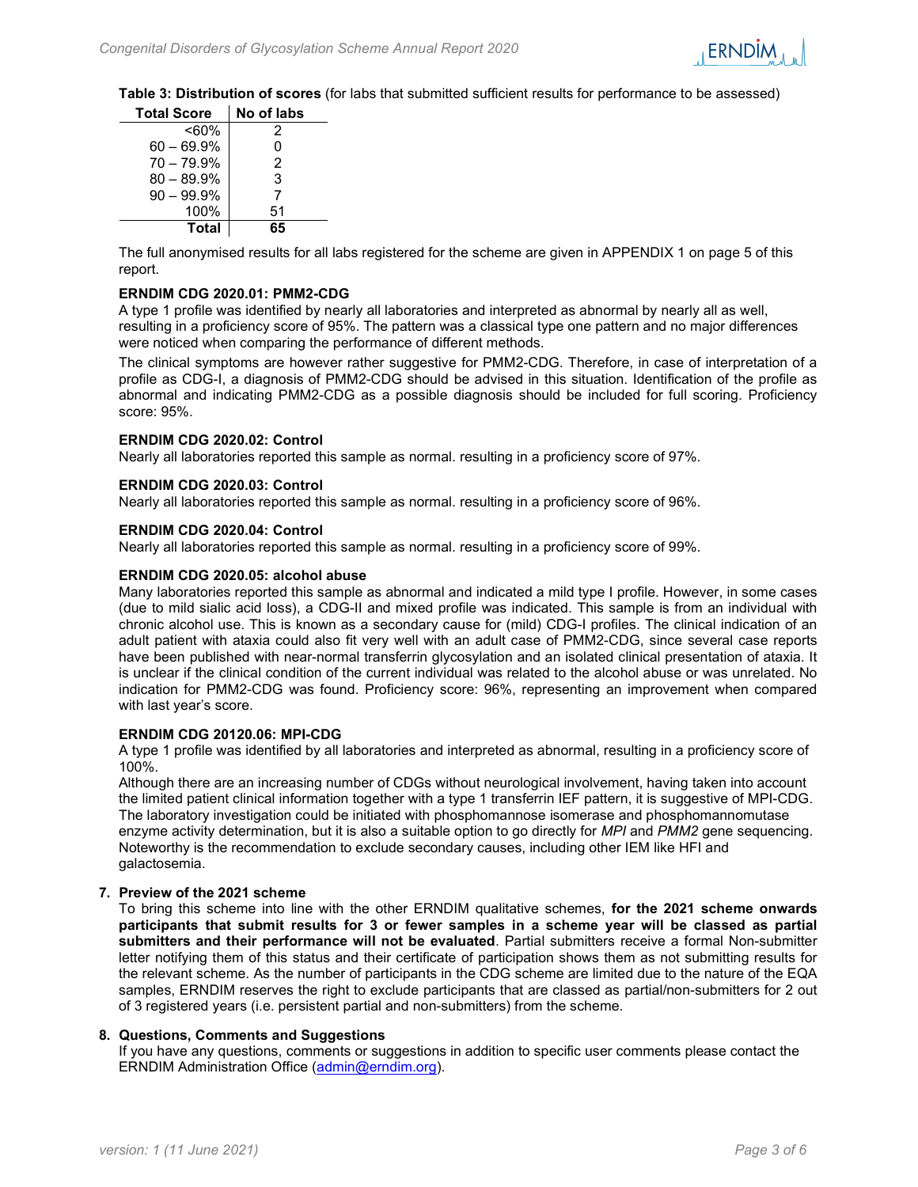**Table 3: Distribution of scores** (for labs that submitted sufficient results for performance to be assessed)

| Total Score | No of labs |
| ---: | :---: |
| <60% | 2 |
| 60 – 69.9% | 0 |
| 70 – 79.9% | 2 |
| 80 – 89.9% | 3 |
| 90 – 99.9% | 7 |
| 100% | 51 |
| **Total** | **65** |

The full anonymised results for all labs registered for the scheme are given in APPENDIX 1 on page 5 of this report.

**ERNDIM CDG 2020.01: PMM2-CDG**

A type 1 profile was identified by nearly all laboratories and interpreted as abnormal by nearly all as well, resulting in a proficiency score of 95%. The pattern was a classical type one pattern and no major differences were noticed when comparing the performance of different methods.

The clinical symptoms are however rather suggestive for PMM2-CDG. Therefore, in case of interpretation of a profile as CDG-I, a diagnosis of PMM2-CDG should be advised in this situation. Identification of the profile as abnormal and indicating PMM2-CDG as a possible diagnosis should be included for full scoring. Proficiency score: 95%.

**ERNDIM CDG 2020.02: Control**

Nearly all laboratories reported this sample as normal. resulting in a proficiency score of 97%.

**ERNDIM CDG 2020.03: Control**

Nearly all laboratories reported this sample as normal. resulting in a proficiency score of 96%.

**ERNDIM CDG 2020.04: Control**

Nearly all laboratories reported this sample as normal. resulting in a proficiency score of 99%.

**ERNDIM CDG 2020.05: alcohol abuse**

Many laboratories reported this sample as abnormal and indicated a mild type I profile. However, in some cases (due to mild sialic acid loss), a CDG-II and mixed profile was indicated. This sample is from an individual with chronic alcohol use. This is known as a secondary cause for (mild) CDG-I profiles. The clinical indication of an adult patient with ataxia could also fit very well with an adult case of PMM2-CDG, since several case reports have been published with near-normal transferrin glycosylation and an isolated clinical presentation of ataxia. It is unclear if the clinical condition of the current individual was related to the alcohol abuse or was unrelated. No indication for PMM2-CDG was found. Proficiency score: 96%, representing an improvement when compared with last year's score.

**ERNDIM CDG 20120.06: MPI-CDG**

A type 1 profile was identified by all laboratories and interpreted as abnormal, resulting in a proficiency score of 100%.

Although there are an increasing number of CDGs without neurological involvement, having taken into account the limited patient clinical information together with a type 1 transferrin IEF pattern, it is suggestive of MPI-CDG. The laboratory investigation could be initiated with phosphomannose isomerase and phosphomannomutase enzyme activity determination, but it is also a suitable option to go directly for *MPI* and *PMM2* gene sequencing. Noteworthy is the recommendation to exclude secondary causes, including other IEM like HFI and galactosemia.

## 7. Preview of the 2021 scheme

To bring this scheme into line with the other ERNDIM qualitative schemes, **for the 2021 scheme onwards participants that submit results for 3 or fewer samples in a scheme year will be classed as partial submitters and their performance will not be evaluated**. Partial submitters receive a formal Non-submitter letter notifying them of this status and their certificate of participation shows them as not submitting results for the relevant scheme. As the number of participants in the CDG scheme are limited due to the nature of the EQA samples, ERNDIM reserves the right to exclude participants that are classed as partial/non-submitters for 2 out of 3 registered years (i.e. persistent partial and non-submitters) from the scheme.

## 8. Questions, Comments and Suggestions

If you have any questions, comments or suggestions in addition to specific user comments please contact the ERNDIM Administration Office (admin@erndim.org).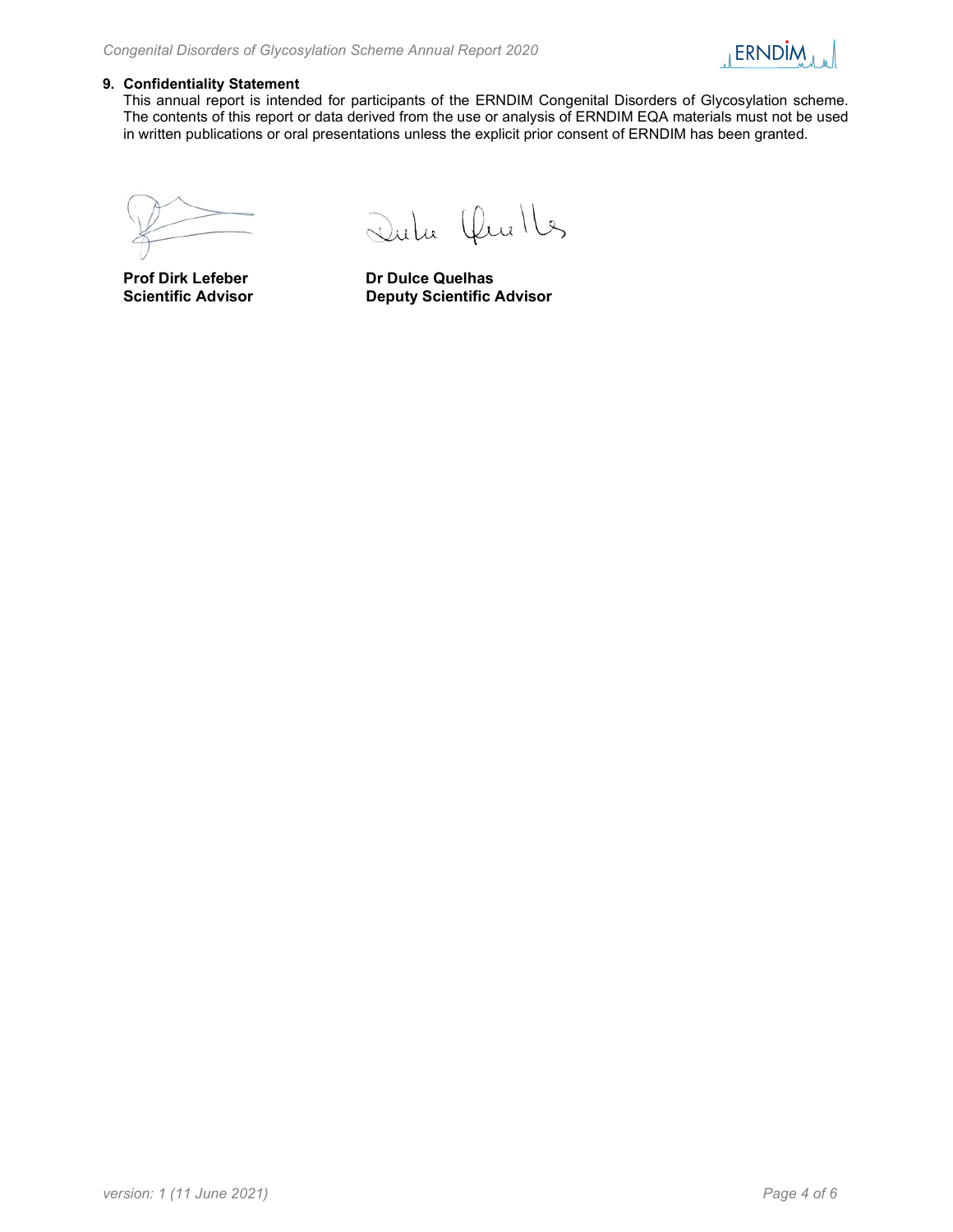## 9. Confidentiality Statement

This annual report is intended for participants of the ERNDIM Congenital Disorders of Glycosylation scheme. The contents of this report or data derived from the use or analysis of ERNDIM EQA materials must not be used in written publications or oral presentations unless the explicit prior consent of ERNDIM has been granted.

**Prof Dirk Lefeber**
**Scientific Advisor**

**Dr Dulce Quelhas**
**Deputy Scientific Advisor**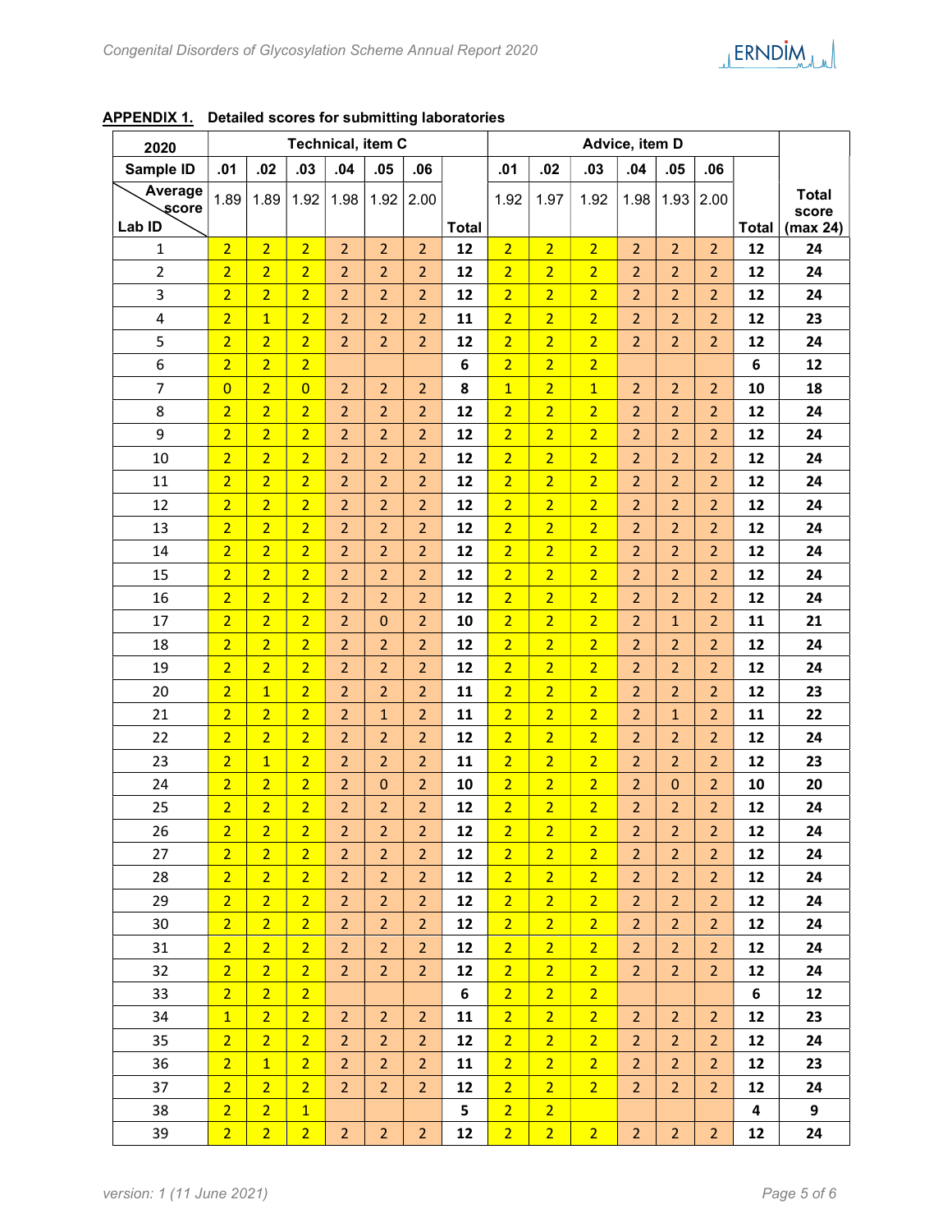**APPENDIX 1.** **Detailed scores for submitting laboratories**

| 2020 | Technical, item C | | | | | | | Advice, item D | | | | | | | |
|---|---|---|---|---|---|---|---|---|---|---|---|---|---|---|---|
| Sample ID | .01 | .02 | .03 | .04 | .05 | .06 | | .01 | .02 | .03 | .04 | .05 | .06 | | |
| Average score / Lab ID | 1.89 | 1.89 | 1.92 | 1.98 | 1.92 | 2.00 | Total | 1.92 | 1.97 | 1.92 | 1.98 | 1.93 | 2.00 | Total | Total score (max 24) |
| 1 | 2 | 2 | 2 | 2 | 2 | 2 | 12 | 2 | 2 | 2 | 2 | 2 | 2 | 12 | 24 |
| 2 | 2 | 2 | 2 | 2 | 2 | 2 | 12 | 2 | 2 | 2 | 2 | 2 | 2 | 12 | 24 |
| 3 | 2 | 2 | 2 | 2 | 2 | 2 | 12 | 2 | 2 | 2 | 2 | 2 | 2 | 12 | 24 |
| 4 | 2 | 1 | 2 | 2 | 2 | 2 | 11 | 2 | 2 | 2 | 2 | 2 | 2 | 12 | 23 |
| 5 | 2 | 2 | 2 | 2 | 2 | 2 | 12 | 2 | 2 | 2 | 2 | 2 | 2 | 12 | 24 |
| 6 | 2 | 2 | 2 | | | | 6 | 2 | 2 | 2 | | | | 6 | 12 |
| 7 | 0 | 2 | 0 | 2 | 2 | 2 | 8 | 1 | 2 | 1 | 2 | 2 | 2 | 10 | 18 |
| 8 | 2 | 2 | 2 | 2 | 2 | 2 | 12 | 2 | 2 | 2 | 2 | 2 | 2 | 12 | 24 |
| 9 | 2 | 2 | 2 | 2 | 2 | 2 | 12 | 2 | 2 | 2 | 2 | 2 | 2 | 12 | 24 |
| 10 | 2 | 2 | 2 | 2 | 2 | 2 | 12 | 2 | 2 | 2 | 2 | 2 | 2 | 12 | 24 |
| 11 | 2 | 2 | 2 | 2 | 2 | 2 | 12 | 2 | 2 | 2 | 2 | 2 | 2 | 12 | 24 |
| 12 | 2 | 2 | 2 | 2 | 2 | 2 | 12 | 2 | 2 | 2 | 2 | 2 | 2 | 12 | 24 |
| 13 | 2 | 2 | 2 | 2 | 2 | 2 | 12 | 2 | 2 | 2 | 2 | 2 | 2 | 12 | 24 |
| 14 | 2 | 2 | 2 | 2 | 2 | 2 | 12 | 2 | 2 | 2 | 2 | 2 | 2 | 12 | 24 |
| 15 | 2 | 2 | 2 | 2 | 2 | 2 | 12 | 2 | 2 | 2 | 2 | 2 | 2 | 12 | 24 |
| 16 | 2 | 2 | 2 | 2 | 2 | 2 | 12 | 2 | 2 | 2 | 2 | 2 | 2 | 12 | 24 |
| 17 | 2 | 2 | 2 | 2 | 0 | 2 | 10 | 2 | 2 | 2 | 2 | 1 | 2 | 11 | 21 |
| 18 | 2 | 2 | 2 | 2 | 2 | 2 | 12 | 2 | 2 | 2 | 2 | 2 | 2 | 12 | 24 |
| 19 | 2 | 2 | 2 | 2 | 2 | 2 | 12 | 2 | 2 | 2 | 2 | 2 | 2 | 12 | 24 |
| 20 | 2 | 1 | 2 | 2 | 2 | 2 | 11 | 2 | 2 | 2 | 2 | 2 | 2 | 12 | 23 |
| 21 | 2 | 2 | 2 | 2 | 1 | 2 | 11 | 2 | 2 | 2 | 2 | 1 | 2 | 11 | 22 |
| 22 | 2 | 2 | 2 | 2 | 2 | 2 | 12 | 2 | 2 | 2 | 2 | 2 | 2 | 12 | 24 |
| 23 | 2 | 1 | 2 | 2 | 2 | 2 | 11 | 2 | 2 | 2 | 2 | 2 | 2 | 12 | 23 |
| 24 | 2 | 2 | 2 | 2 | 0 | 2 | 10 | 2 | 2 | 2 | 2 | 0 | 2 | 10 | 20 |
| 25 | 2 | 2 | 2 | 2 | 2 | 2 | 12 | 2 | 2 | 2 | 2 | 2 | 2 | 12 | 24 |
| 26 | 2 | 2 | 2 | 2 | 2 | 2 | 12 | 2 | 2 | 2 | 2 | 2 | 2 | 12 | 24 |
| 27 | 2 | 2 | 2 | 2 | 2 | 2 | 12 | 2 | 2 | 2 | 2 | 2 | 2 | 12 | 24 |
| 28 | 2 | 2 | 2 | 2 | 2 | 2 | 12 | 2 | 2 | 2 | 2 | 2 | 2 | 12 | 24 |
| 29 | 2 | 2 | 2 | 2 | 2 | 2 | 12 | 2 | 2 | 2 | 2 | 2 | 2 | 12 | 24 |
| 30 | 2 | 2 | 2 | 2 | 2 | 2 | 12 | 2 | 2 | 2 | 2 | 2 | 2 | 12 | 24 |
| 31 | 2 | 2 | 2 | 2 | 2 | 2 | 12 | 2 | 2 | 2 | 2 | 2 | 2 | 12 | 24 |
| 32 | 2 | 2 | 2 | 2 | 2 | 2 | 12 | 2 | 2 | 2 | 2 | 2 | 2 | 12 | 24 |
| 33 | 2 | 2 | 2 | | | | 6 | 2 | 2 | 2 | | | | 6 | 12 |
| 34 | 1 | 2 | 2 | 2 | 2 | 2 | 11 | 2 | 2 | 2 | 2 | 2 | 2 | 12 | 23 |
| 35 | 2 | 2 | 2 | 2 | 2 | 2 | 12 | 2 | 2 | 2 | 2 | 2 | 2 | 12 | 24 |
| 36 | 2 | 1 | 2 | 2 | 2 | 2 | 11 | 2 | 2 | 2 | 2 | 2 | 2 | 12 | 23 |
| 37 | 2 | 2 | 2 | 2 | 2 | 2 | 12 | 2 | 2 | 2 | 2 | 2 | 2 | 12 | 24 |
| 38 | 2 | 2 | 1 | | | | 5 | 2 | 2 | | | | | 4 | 9 |
| 39 | 2 | 2 | 2 | 2 | 2 | 2 | 12 | 2 | 2 | 2 | 2 | 2 | 2 | 12 | 24 |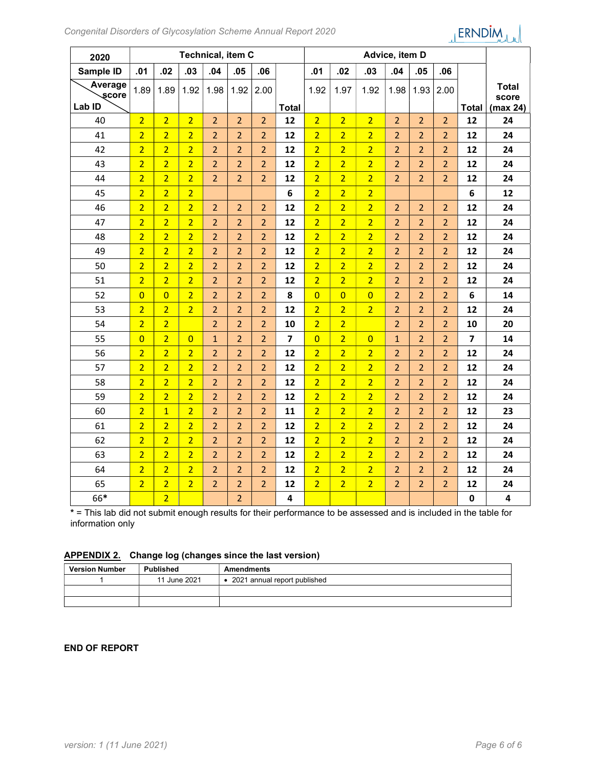| 2020 | Technical, item C | | | | | | | Advice, item D | | | | | | | |
|---|---|---|---|---|---|---|---|---|---|---|---|---|---|---|---|
| Sample ID | .01 | .02 | .03 | .04 | .05 | .06 | | .01 | .02 | .03 | .04 | .05 | .06 | | |
| Average score / Lab ID | 1.89 | 1.89 | 1.92 | 1.98 | 1.92 | 2.00 | Total | 1.92 | 1.97 | 1.92 | 1.98 | 1.93 | 2.00 | Total | Total score (max 24) |
| 40 | 2 | 2 | 2 | 2 | 2 | 2 | **12** | 2 | 2 | 2 | 2 | 2 | 2 | **12** | **24** |
| 41 | 2 | 2 | 2 | 2 | 2 | 2 | **12** | 2 | 2 | 2 | 2 | 2 | 2 | **12** | **24** |
| 42 | 2 | 2 | 2 | 2 | 2 | 2 | **12** | 2 | 2 | 2 | 2 | 2 | 2 | **12** | **24** |
| 43 | 2 | 2 | 2 | 2 | 2 | 2 | **12** | 2 | 2 | 2 | 2 | 2 | 2 | **12** | **24** |
| 44 | 2 | 2 | 2 | 2 | 2 | 2 | **12** | 2 | 2 | 2 | 2 | 2 | 2 | **12** | **24** |
| 45 | 2 | 2 | 2 | | | | **6** | 2 | 2 | 2 | | | | **6** | **12** |
| 46 | 2 | 2 | 2 | 2 | 2 | 2 | **12** | 2 | 2 | 2 | 2 | 2 | 2 | **12** | **24** |
| 47 | 2 | 2 | 2 | 2 | 2 | 2 | **12** | 2 | 2 | 2 | 2 | 2 | 2 | **12** | **24** |
| 48 | 2 | 2 | 2 | 2 | 2 | 2 | **12** | 2 | 2 | 2 | 2 | 2 | 2 | **12** | **24** |
| 49 | 2 | 2 | 2 | 2 | 2 | 2 | **12** | 2 | 2 | 2 | 2 | 2 | 2 | **12** | **24** |
| 50 | 2 | 2 | 2 | 2 | 2 | 2 | **12** | 2 | 2 | 2 | 2 | 2 | 2 | **12** | **24** |
| 51 | 2 | 2 | 2 | 2 | 2 | 2 | **12** | 2 | 2 | 2 | 2 | 2 | 2 | **12** | **24** |
| 52 | 0 | 0 | 2 | 2 | 2 | 2 | **8** | 0 | 0 | 0 | 2 | 2 | 2 | **6** | **14** |
| 53 | 2 | 2 | 2 | 2 | 2 | 2 | **12** | 2 | 2 | 2 | 2 | 2 | 2 | **12** | **24** |
| 54 | 2 | 2 | | 2 | 2 | 2 | **10** | 2 | 2 | | 2 | 2 | 2 | **10** | **20** |
| 55 | 0 | 2 | 0 | 1 | 2 | 2 | **7** | 0 | 2 | 0 | 1 | 2 | 2 | **7** | **14** |
| 56 | 2 | 2 | 2 | 2 | 2 | 2 | **12** | 2 | 2 | 2 | 2 | 2 | 2 | **12** | **24** |
| 57 | 2 | 2 | 2 | 2 | 2 | 2 | **12** | 2 | 2 | 2 | 2 | 2 | 2 | **12** | **24** |
| 58 | 2 | 2 | 2 | 2 | 2 | 2 | **12** | 2 | 2 | 2 | 2 | 2 | 2 | **12** | **24** |
| 59 | 2 | 2 | 2 | 2 | 2 | 2 | **12** | 2 | 2 | 2 | 2 | 2 | 2 | **12** | **24** |
| 60 | 2 | 1 | 2 | 2 | 2 | 2 | **11** | 2 | 2 | 2 | 2 | 2 | 2 | **12** | **23** |
| 61 | 2 | 2 | 2 | 2 | 2 | 2 | **12** | 2 | 2 | 2 | 2 | 2 | 2 | **12** | **24** |
| 62 | 2 | 2 | 2 | 2 | 2 | 2 | **12** | 2 | 2 | 2 | 2 | 2 | 2 | **12** | **24** |
| 63 | 2 | 2 | 2 | 2 | 2 | 2 | **12** | 2 | 2 | 2 | 2 | 2 | 2 | **12** | **24** |
| 64 | 2 | 2 | 2 | 2 | 2 | 2 | **12** | 2 | 2 | 2 | 2 | 2 | 2 | **12** | **24** |
| 65 | 2 | 2 | 2 | 2 | 2 | 2 | **12** | 2 | 2 | 2 | 2 | 2 | 2 | **12** | **24** |
| 66* | | 2 | | | 2 | | **4** | | | | | | | **0** | **4** |

**\*** = This lab did not submit enough results for their performance to be assessed and is included in the table for information only

**APPENDIX 2. Change log (changes since the last version)**

| Version Number | Published | Amendments |
|---|---|---|
| 1 | 11 June 2021 | • 2021 annual report published |
| | | |
| | | |

**END OF REPORT**